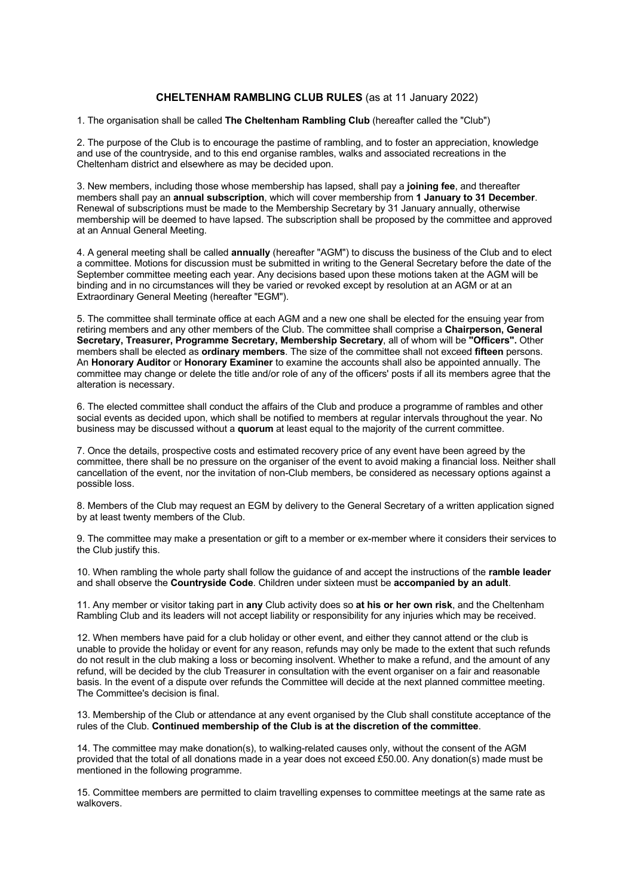# **CHELTENHAM RAMBLING CLUB RULES** (as at 11 January 2022)

1. The organisation shall be called **The Cheltenham Rambling Club** (hereafter called the "Club")

2. The purpose of the Club is to encourage the pastime of rambling, and to foster an appreciation, knowledge and use of the countryside, and to this end organise rambles, walks and associated recreations in the Cheltenham district and elsewhere as may be decided upon.

3. New members, including those whose membership has lapsed, shall pay a **joining fee**, and thereafter members shall pay an **annual subscription**, which will cover membership from **1 January to 31 December**. Renewal of subscriptions must be made to the Membership Secretary by 31 January annually, otherwise membership will be deemed to have lapsed. The subscription shall be proposed by the committee and approved at an Annual General Meeting.

4. A general meeting shall be called **annually** (hereafter "AGM") to discuss the business of the Club and to elect a committee. Motions for discussion must be submitted in writing to the General Secretary before the date of the September committee meeting each year. Any decisions based upon these motions taken at the AGM will be binding and in no circumstances will they be varied or revoked except by resolution at an AGM or at an Extraordinary General Meeting (hereafter "EGM").

5. The committee shall terminate office at each AGM and a new one shall be elected for the ensuing year from retiring members and any other members of the Club. The committee shall comprise a **Chairperson, General Secretary, Treasurer, Programme Secretary, Membership Secretary**, all of whom will be **"Officers".** Other members shall be elected as **ordinary members**. The size of the committee shall not exceed **fifteen** persons. An **Honorary Auditor** or **Honorary Examiner** to examine the accounts shall also be appointed annually. The committee may change or delete the title and/or role of any of the officers' posts if all its members agree that the alteration is necessary.

6. The elected committee shall conduct the affairs of the Club and produce a programme of rambles and other social events as decided upon, which shall be notified to members at regular intervals throughout the year. No business may be discussed without a **quorum** at least equal to the majority of the current committee.

7. Once the details, prospective costs and estimated recovery price of any event have been agreed by the committee, there shall be no pressure on the organiser of the event to avoid making a financial loss. Neither shall cancellation of the event, nor the invitation of non-Club members, be considered as necessary options against a possible loss.

8. Members of the Club may request an EGM by delivery to the General Secretary of a written application signed by at least twenty members of the Club.

9. The committee may make a presentation or gift to a member or ex-member where it considers their services to the Club justify this.

10. When rambling the whole party shall follow the guidance of and accept the instructions of the **ramble leader** and shall observe the **Countryside Code**. Children under sixteen must be **accompanied by an adult**.

11. Any member or visitor taking part in **any** Club activity does so **at his or her own risk**, and the Cheltenham Rambling Club and its leaders will not accept liability or responsibility for any injuries which may be received.

12. When members have paid for a club holiday or other event, and either they cannot attend or the club is unable to provide the holiday or event for any reason, refunds may only be made to the extent that such refunds do not result in the club making a loss or becoming insolvent. Whether to make a refund, and the amount of any refund, will be decided by the club Treasurer in consultation with the event organiser on a fair and reasonable basis. In the event of a dispute over refunds the Committee will decide at the next planned committee meeting. The Committee's decision is final.

13. Membership of the Club or attendance at any event organised by the Club shall constitute acceptance of the rules of the Club. **Continued membership of the Club is at the discretion of the committee**.

14. The committee may make donation(s), to walking-related causes only, without the consent of the AGM provided that the total of all donations made in a year does not exceed £50.00. Any donation(s) made must be mentioned in the following programme.

15. Committee members are permitted to claim travelling expenses to committee meetings at the same rate as walkovers.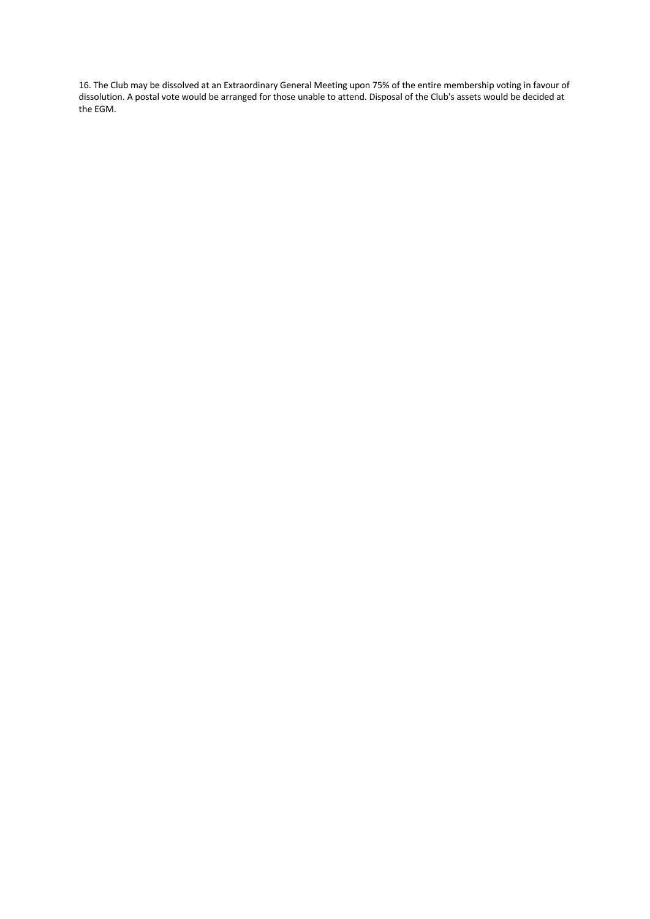16. The Club may be dissolved at an Extraordinary General Meeting upon 75% of the entire membership voting in favour of dissolution. A postal vote would be arranged for those unable to attend. Disposal of the Club's assets would be decided at the EGM.